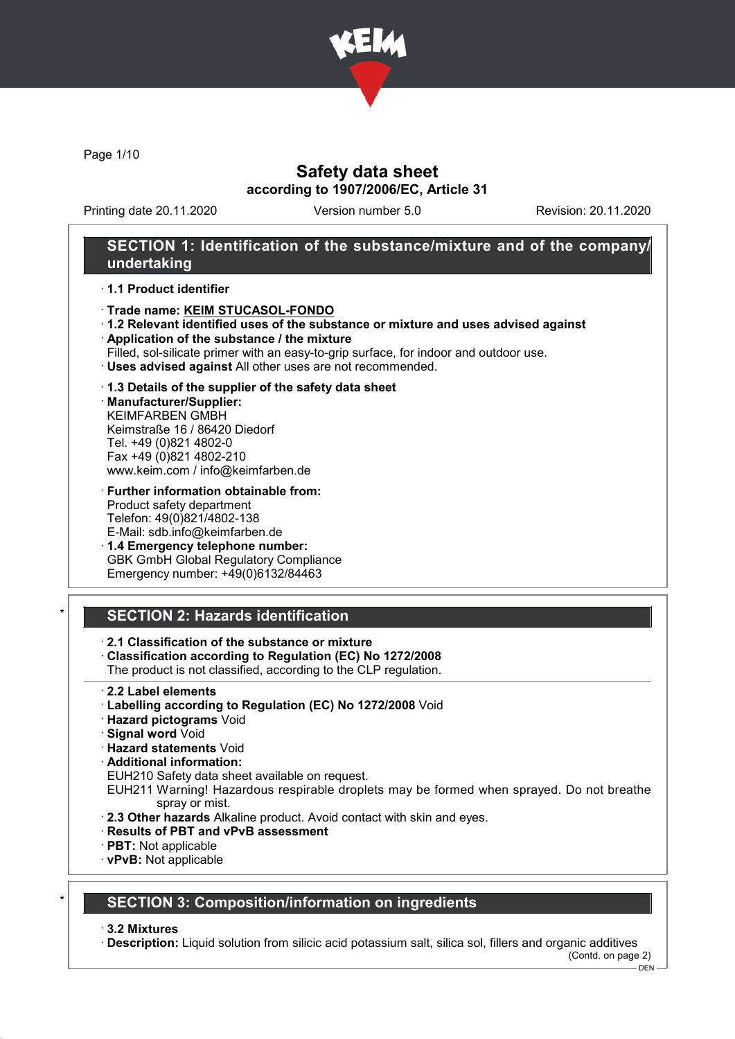# Safety data sheet

**according to 1907/2006/EC, Article 31**

Printing date 20.11.2020 Version number 5.0 Revision: 20.11.2020

## SECTION 1: Identification of the substance/mixture and of the company/undertaking

· **1.1 Product identifier**

· **Trade name: KEIM STUCASOL-FONDO**

· **1.2 Relevant identified uses of the substance or mixture and uses advised against**

· **Application of the substance / the mixture**

Filled, sol-silicate primer with an easy-to-grip surface, for indoor and outdoor use.

· **Uses advised against** All other uses are not recommended.

· **1.3 Details of the supplier of the safety data sheet**

· **Manufacturer/Supplier:**

KEIMFARBEN GMBH
Keimstraße 16 / 86420 Diedorf
Tel. +49 (0)821 4802-0
Fax +49 (0)821 4802-210
www.keim.com / info@keimfarben.de

· **Further information obtainable from:**

Product safety department
Telefon: 49(0)821/4802-138
E-Mail: sdb.info@keimfarben.de

· **1.4 Emergency telephone number:**

GBK GmbH Global Regulatory Compliance
Emergency number: +49(0)6132/84463

## SECTION 2: Hazards identification

· **2.1 Classification of the substance or mixture**

· **Classification according to Regulation (EC) No 1272/2008**

The product is not classified, according to the CLP regulation.

· **2.2 Label elements**

· **Labelling according to Regulation (EC) No 1272/2008** Void

· **Hazard pictograms** Void

· **Signal word** Void

· **Hazard statements** Void

· **Additional information:**

EUH210 Safety data sheet available on request.

EUH211 Warning! Hazardous respirable droplets may be formed when sprayed. Do not breathe spray or mist.

· **2.3 Other hazards** Alkaline product. Avoid contact with skin and eyes.

· **Results of PBT and vPvB assessment**

· **PBT:** Not applicable

· **vPvB:** Not applicable

## SECTION 3: Composition/information on ingredients

· **3.2 Mixtures**

· **Description:** Liquid solution from silicic acid potassium salt, silica sol, fillers and organic additives

(Contd. on page 2)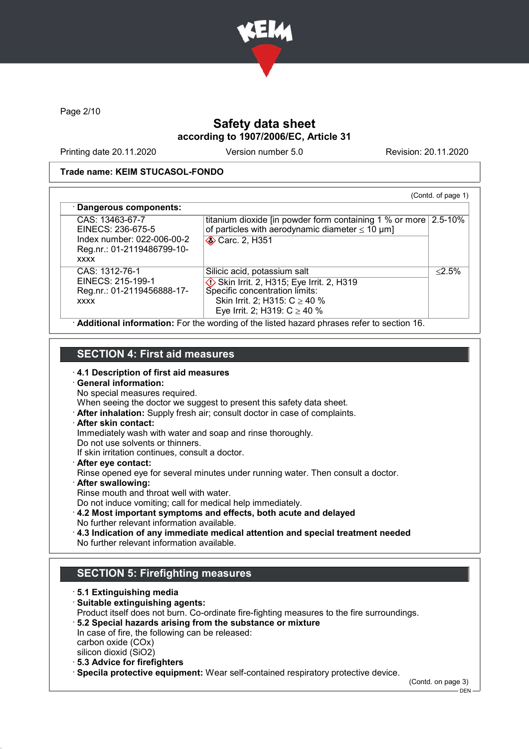Trade name: KEIM STUCASOL-FONDO

(Contd. of page 1)

· **Dangerous components:**

| | | |
|---|---|---|
| CAS: 13463-67-7<br>EINECS: 236-675-5<br>Index number: 022-006-00-2<br>Reg.nr.: 01-2119486799-10-xxxx | titanium dioxide [in powder form containing 1 % or more of particles with aerodynamic diameter ≤ 10 μm]<br>Carc. 2, H351 | 2.5-10% |
| CAS: 1312-76-1<br>EINECS: 215-199-1<br>Reg.nr.: 01-2119456888-17-xxxx | Silicic acid, potassium salt<br>Skin Irrit. 2, H315; Eye Irrit. 2, H319<br>Specific concentration limits:<br>Skin Irrit. 2; H315: C ≥ 40 %<br>Eye Irrit. 2; H319: C ≥ 40 % | ≤2.5% |

· **Additional information:** For the wording of the listed hazard phrases refer to section 16.

## SECTION 4: First aid measures

· **4.1 Description of first aid measures**

· **General information:**
No special measures required.
When seeing the doctor we suggest to present this safety data sheet.

· **After inhalation:** Supply fresh air; consult doctor in case of complaints.

· **After skin contact:**
Immediately wash with water and soap and rinse thoroughly.
Do not use solvents or thinners.
If skin irritation continues, consult a doctor.

· **After eye contact:**
Rinse opened eye for several minutes under running water. Then consult a doctor.

· **After swallowing:**
Rinse mouth and throat well with water.
Do not induce vomiting; call for medical help immediately.

· **4.2 Most important symptoms and effects, both acute and delayed**
No further relevant information available.

· **4.3 Indication of any immediate medical attention and special treatment needed**
No further relevant information available.

## SECTION 5: Firefighting measures

· **5.1 Extinguishing media**

· **Suitable extinguishing agents:**
Product itself does not burn. Co-ordinate fire-fighting measures to the fire surroundings.

· **5.2 Special hazards arising from the substance or mixture**
In case of fire, the following can be released:
carbon oxide (COx)
silicon dioxid ($SiO_2$)

· **5.3 Advice for firefighters**

· **Specila protective equipment:** Wear self-contained respiratory protective device.

(Contd. on page 3)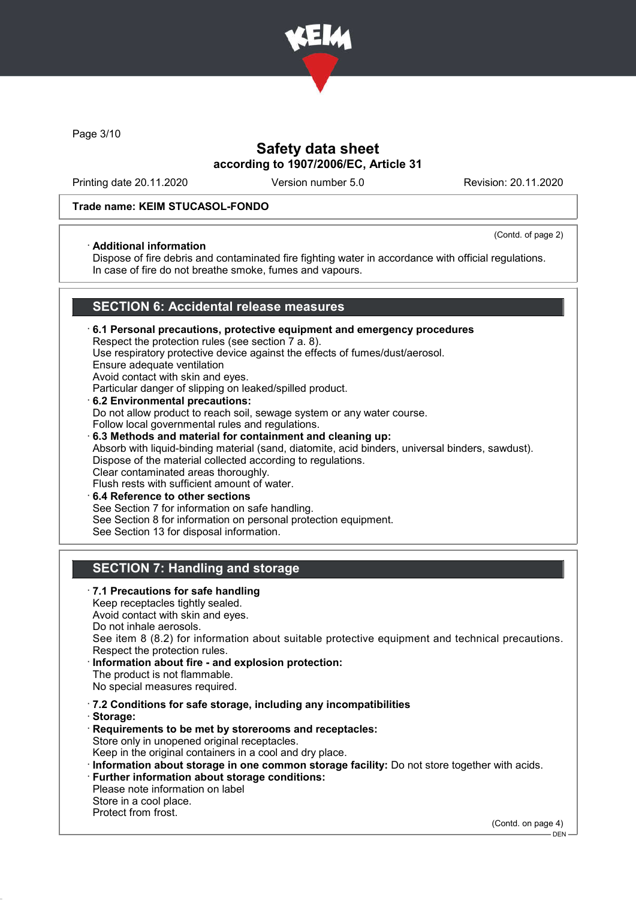Trade name: KEIM STUCASOL-FONDO

(Contd. of page 2)

· **Additional information**
Dispose of fire debris and contaminated fire fighting water in accordance with official regulations.
In case of fire do not breathe smoke, fumes and vapours.

## SECTION 6: Accidental release measures

· **6.1 Personal precautions, protective equipment and emergency procedures**
Respect the protection rules (see section 7 a. 8).
Use respiratory protective device against the effects of fumes/dust/aerosol.
Ensure adequate ventilation
Avoid contact with skin and eyes.
Particular danger of slipping on leaked/spilled product.

· **6.2 Environmental precautions:**
Do not allow product to reach soil, sewage system or any water course.
Follow local governmental rules and regulations.

· **6.3 Methods and material for containment and cleaning up:**
Absorb with liquid-binding material (sand, diatomite, acid binders, universal binders, sawdust).
Dispose of the material collected according to regulations.
Clear contaminated areas thoroughly.
Flush rests with sufficient amount of water.

· **6.4 Reference to other sections**
See Section 7 for information on safe handling.
See Section 8 for information on personal protection equipment.
See Section 13 for disposal information.

## SECTION 7: Handling and storage

· **7.1 Precautions for safe handling**
Keep receptacles tightly sealed.
Avoid contact with skin and eyes.
Do not inhale aerosols.
See item 8 (8.2) for information about suitable protective equipment and technical precautions.
Respect the protection rules.

· **Information about fire - and explosion protection:**
The product is not flammable.
No special measures required.

· **7.2 Conditions for safe storage, including any incompatibilities**

· **Storage:**

· **Requirements to be met by storerooms and receptacles:**
Store only in unopened original receptacles.
Keep in the original containers in a cool and dry place.

· **Information about storage in one common storage facility:** Do not store together with acids.

· **Further information about storage conditions:**
Please note information on label
Store in a cool place.
Protect from frost.

(Contd. on page 4)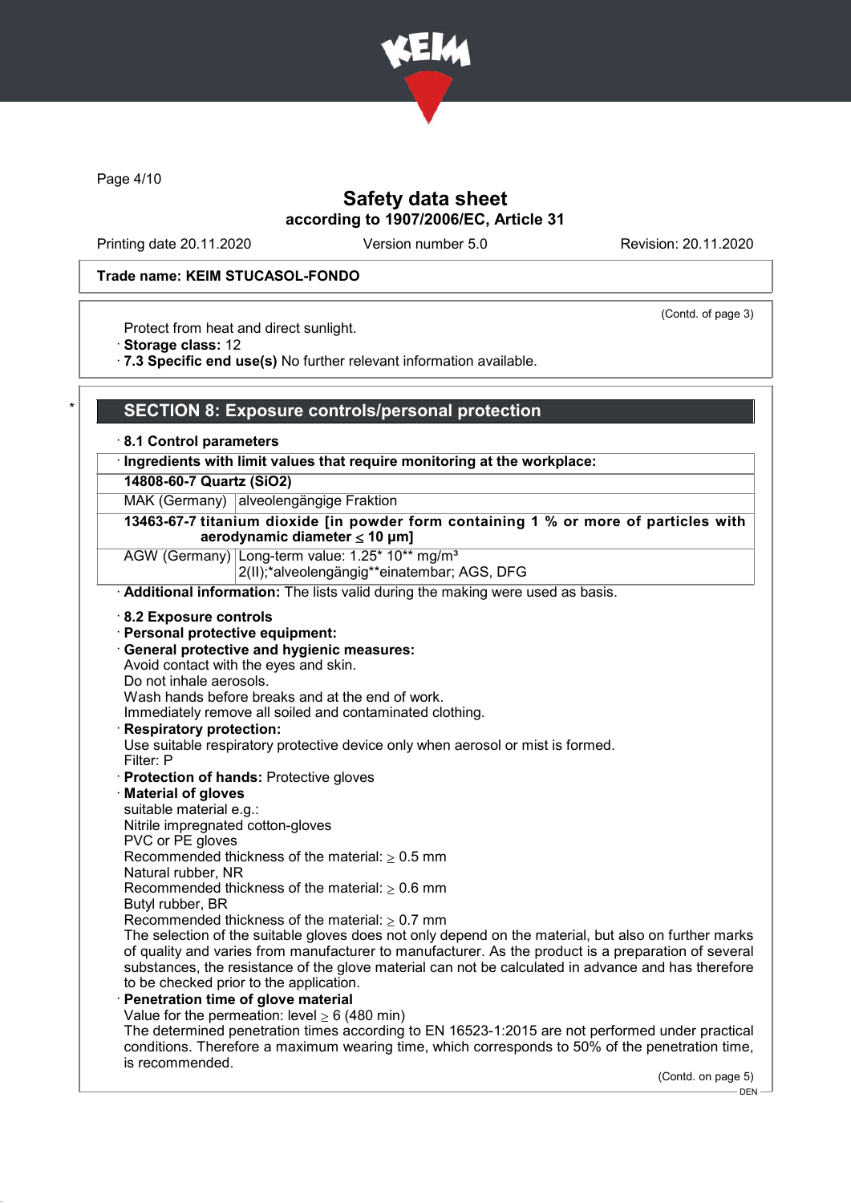## Safety data sheet
### according to 1907/2006/EC, Article 31

Printing date 20.11.2020 Version number 5.0 Revision: 20.11.2020

**Trade name: KEIM STUCASOL-FONDO**

(Contd. of page 3)

Protect from heat and direct sunlight.
· **Storage class:** 12
· **7.3 Specific end use(s)** No further relevant information available.

## SECTION 8: Exposure controls/personal protection

· **8.1 Control parameters**

| · **Ingredients with limit values that require monitoring at the workplace:** | |
|---|---|
| **14808-60-7 Quartz (SiO2)** | |
| MAK (Germany) | alveolengängige Fraktion |
| **13463-67-7 titanium dioxide [in powder form containing 1 % or more of particles with aerodynamic diameter ≤ 10 μm]** | |
| AGW (Germany) | Long-term value: 1.25* 10** mg/m³<br>2(II);*alveolengängig**einatembar; AGS, DFG |

· **Additional information:** The lists valid during the making were used as basis.

· **8.2 Exposure controls**
· **Personal protective equipment:**
· **General protective and hygienic measures:**
Avoid contact with the eyes and skin.
Do not inhale aerosols.
Wash hands before breaks and at the end of work.
Immediately remove all soiled and contaminated clothing.
· **Respiratory protection:**
Use suitable respiratory protective device only when aerosol or mist is formed.
Filter: P
· **Protection of hands:** Protective gloves
· **Material of gloves**
suitable material e.g.:
Nitrile impregnated cotton-gloves
PVC or PE gloves
Recommended thickness of the material: ≥ 0.5 mm
Natural rubber, NR
Recommended thickness of the material: ≥ 0.6 mm
Butyl rubber, BR
Recommended thickness of the material: ≥ 0.7 mm
The selection of the suitable gloves does not only depend on the material, but also on further marks of quality and varies from manufacturer to manufacturer. As the product is a preparation of several substances, the resistance of the glove material can not be calculated in advance and has therefore to be checked prior to the application.
· **Penetration time of glove material**
Value for the permeation: level ≥ 6 (480 min)
The determined penetration times according to EN 16523-1:2015 are not performed under practical conditions. Therefore a maximum wearing time, which corresponds to 50% of the penetration time, is recommended.

(Contd. on page 5)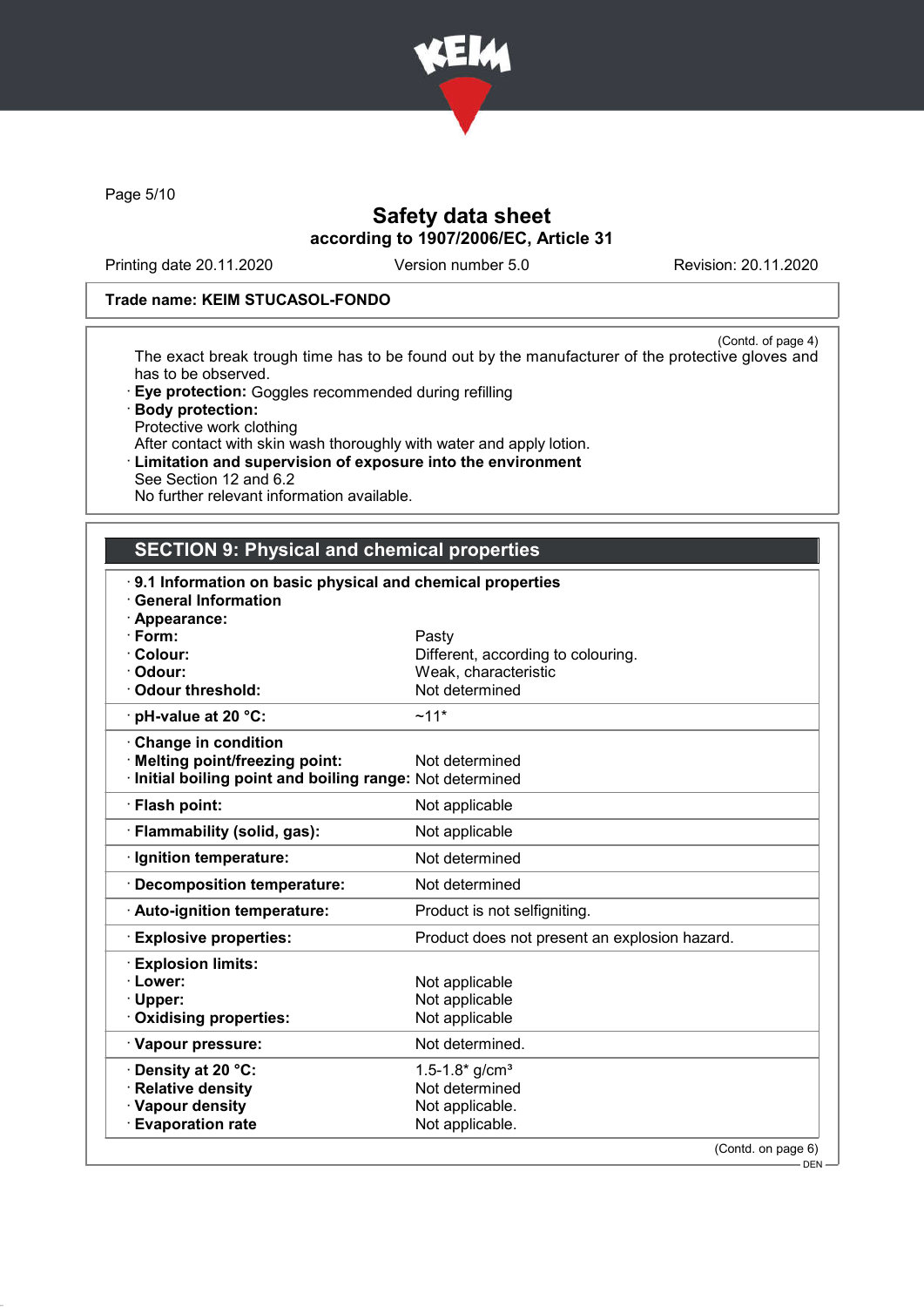**Trade name: KEIM STUCASOL-FONDO**

(Contd. of page 4)

The exact break trough time has to be found out by the manufacturer of the protective gloves and has to be observed.

· **Eye protection:** Goggles recommended during refilling

· **Body protection:**
Protective work clothing
After contact with skin wash thoroughly with water and apply lotion.

· **Limitation and supervision of exposure into the environment**
See Section 12 and 6.2
No further relevant information available.

## SECTION 9: Physical and chemical properties

· **9.1 Information on basic physical and chemical properties**

· **General Information**

| Property | Value |
|---|---|
| · **Appearance:** | |
| · **Form:** | Pasty |
| · **Colour:** | Different, according to colouring. |
| · **Odour:** | Weak, characteristic |
| · **Odour threshold:** | Not determined |
| · **pH-value at 20 °C:** | ~11* |
| · **Change in condition** | |
| · **Melting point/freezing point:** | Not determined |
| · **Initial boiling point and boiling range:** | Not determined |
| · **Flash point:** | Not applicable |
| · **Flammability (solid, gas):** | Not applicable |
| · **Ignition temperature:** | Not determined |
| · **Decomposition temperature:** | Not determined |
| · **Auto-ignition temperature:** | Product is not selfigniting. |
| · **Explosive properties:** | Product does not present an explosion hazard. |
| · **Explosion limits:** | |
| · **Lower:** | Not applicable |
| · **Upper:** | Not applicable |
| · **Oxidising properties:** | Not applicable |
| · **Vapour pressure:** | Not determined. |
| · **Density at 20 °C:** | 1.5-1.8* g/cm³ |
| · **Relative density** | Not determined |
| · **Vapour density** | Not applicable. |
| · **Evaporation rate** | Not applicable. |

(Contd. on page 6)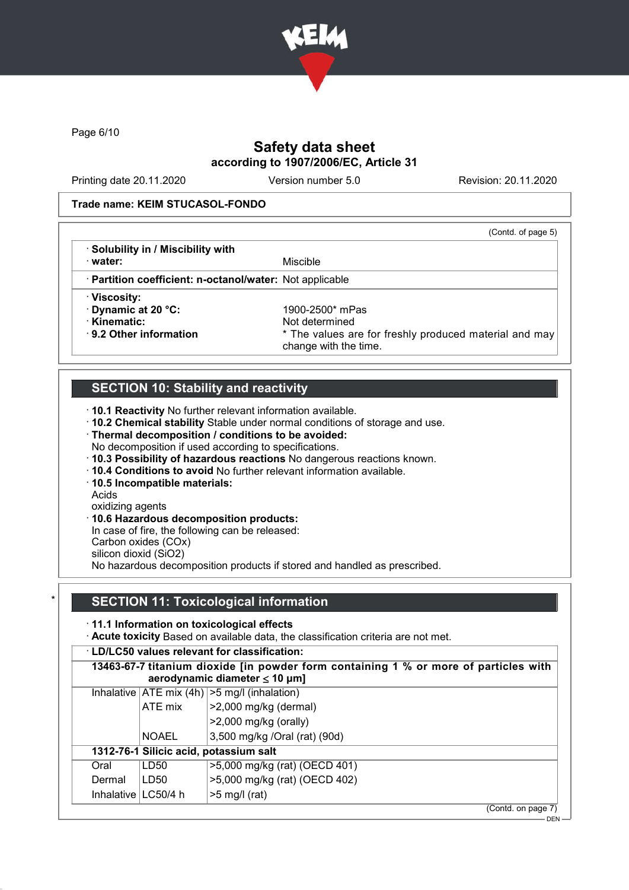Trade name: KEIM STUCASOL-FONDO

(Contd. of page 5)

| | |
|---|---|
| · **Solubility in / Miscibility with** | |
| · **water:** | Miscible |
| · **Partition coefficient: n-octanol/water:** | Not applicable |
| · **Viscosity:** | |
| · **Dynamic at 20 °C:** | 1900-2500* mPas |
| · **Kinematic:** | Not determined |
| · **9.2 Other information** | * The values are for freshly produced material and may change with the time. |

## SECTION 10: Stability and reactivity

· **10.1 Reactivity** No further relevant information available.
· **10.2 Chemical stability** Stable under normal conditions of storage and use.
· **Thermal decomposition / conditions to be avoided:**
No decomposition if used according to specifications.
· **10.3 Possibility of hazardous reactions** No dangerous reactions known.
· **10.4 Conditions to avoid** No further relevant information available.
· **10.5 Incompatible materials:**
Acids
oxidizing agents
· **10.6 Hazardous decomposition products:**
In case of fire, the following can be released:
Carbon oxides (COx)
silicon dioxid ($SiO_2$)
No hazardous decomposition products if stored and handled as prescribed.

## SECTION 11: Toxicological information

· **11.1 Information on toxicological effects**
· **Acute toxicity** Based on available data, the classification criteria are not met.

· **LD/LC50 values relevant for classification:**

| | | |
|---|---|---|
| **13463-67-7 titanium dioxide [in powder form containing 1 % or more of particles with aerodynamic diameter ≤ 10 μm]** | | |
| Inhalative | ATE mix (4h) | >5 mg/l (inhalation) |
| | ATE mix | >2,000 mg/kg (dermal) |
| | | >2,000 mg/kg (orally) |
| | NOAEL | 3,500 mg/kg /Oral (rat) (90d) |
| **1312-76-1 Silicic acid, potassium salt** | | |
| Oral | LD50 | >5,000 mg/kg (rat) (OECD 401) |
| Dermal | LD50 | >5,000 mg/kg (rat) (OECD 402) |
| Inhalative | LC50/4 h | >5 mg/l (rat) |

(Contd. on page 7)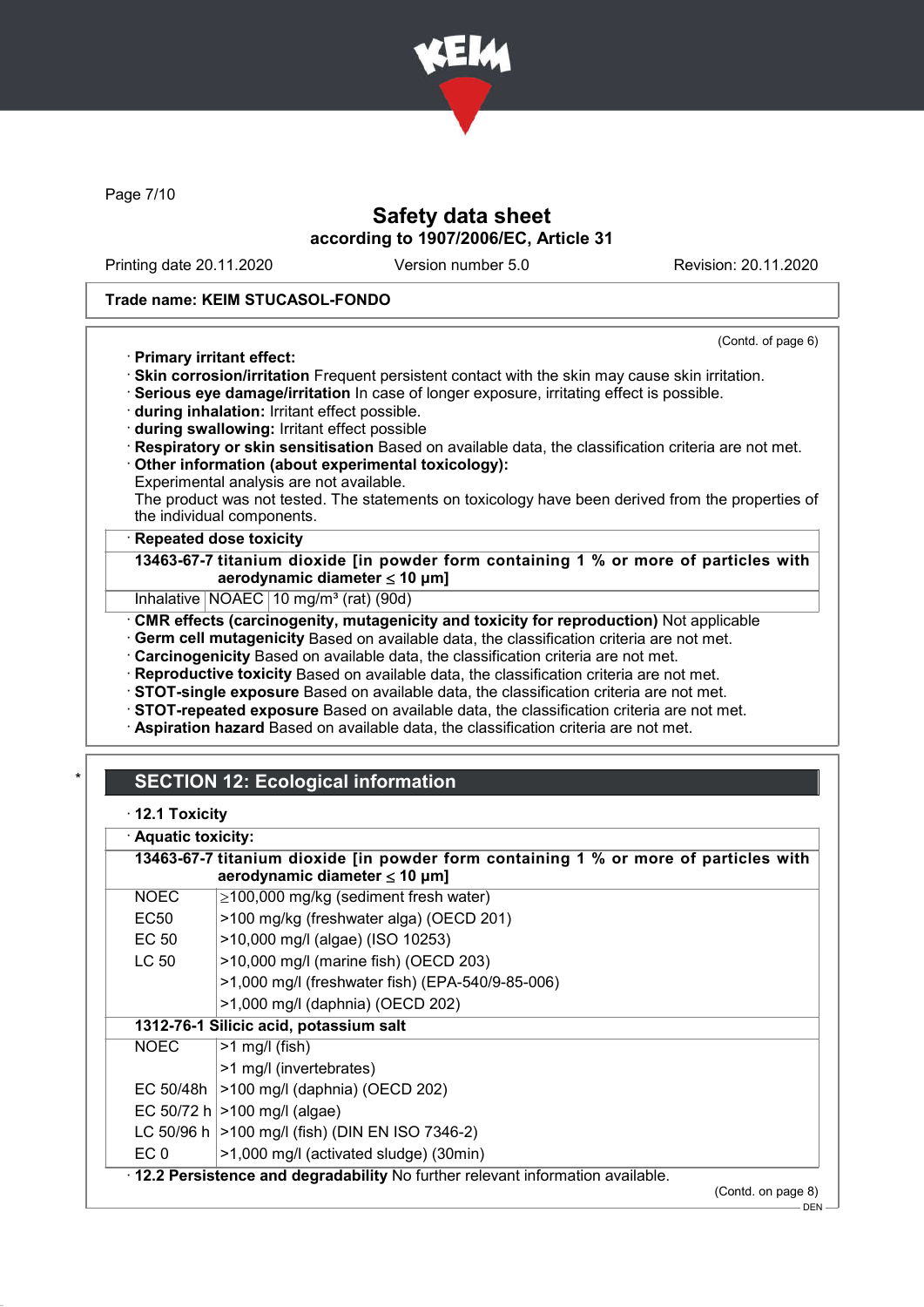**Trade name: KEIM STUCASOL-FONDO**

(Contd. of page 6)

· **Primary irritant effect:**
· **Skin corrosion/irritation** Frequent persistent contact with the skin may cause skin irritation.
· **Serious eye damage/irritation** In case of longer exposure, irritating effect is possible.
· **during inhalation:** Irritant effect possible.
· **during swallowing:** Irritant effect possible
· **Respiratory or skin sensitisation** Based on available data, the classification criteria are not met.
· **Other information (about experimental toxicology):**
Experimental analysis are not available.
The product was not tested. The statements on toxicology have been derived from the properties of the individual components.

· **Repeated dose toxicity**

| **13463-67-7 titanium dioxide [in powder form containing 1 % or more of particles with aerodynamic diameter ≤ 10 μm]** | | |
|---|---|---|
| Inhalative | NOAEC | 10 mg/m³ (rat) (90d) |

· **CMR effects (carcinogenity, mutagenicity and toxicity for reproduction)** Not applicable
· **Germ cell mutagenicity** Based on available data, the classification criteria are not met.
· **Carcinogenicity** Based on available data, the classification criteria are not met.
· **Reproductive toxicity** Based on available data, the classification criteria are not met.
· **STOT-single exposure** Based on available data, the classification criteria are not met.
· **STOT-repeated exposure** Based on available data, the classification criteria are not met.
· **Aspiration hazard** Based on available data, the classification criteria are not met.

## SECTION 12: Ecological information

· **12.1 Toxicity**

· **Aquatic toxicity:**

| **13463-67-7 titanium dioxide [in powder form containing 1 % or more of particles with aerodynamic diameter ≤ 10 μm]** | |
|---|---|
| NOEC | ≥100,000 mg/kg (sediment fresh water) |
| EC50 | >100 mg/kg (freshwater alga) (OECD 201) |
| EC 50 | >10,000 mg/l (algae) (ISO 10253) |
| LC 50 | >10,000 mg/l (marine fish) (OECD 203) |
| | >1,000 mg/l (freshwater fish) (EPA-540/9-85-006) |
| | >1,000 mg/l (daphnia) (OECD 202) |
| **1312-76-1 Silicic acid, potassium salt** | |
| NOEC | >1 mg/l (fish) |
| | >1 mg/l (invertebrates) |
| EC 50/48h | >100 mg/l (daphnia) (OECD 202) |
| EC 50/72 h | >100 mg/l (algae) |
| LC 50/96 h | >100 mg/l (fish) (DIN EN ISO 7346-2) |
| EC 0 | >1,000 mg/l (activated sludge) (30min) |

· **12.2 Persistence and degradability** No further relevant information available.

(Contd. on page 8)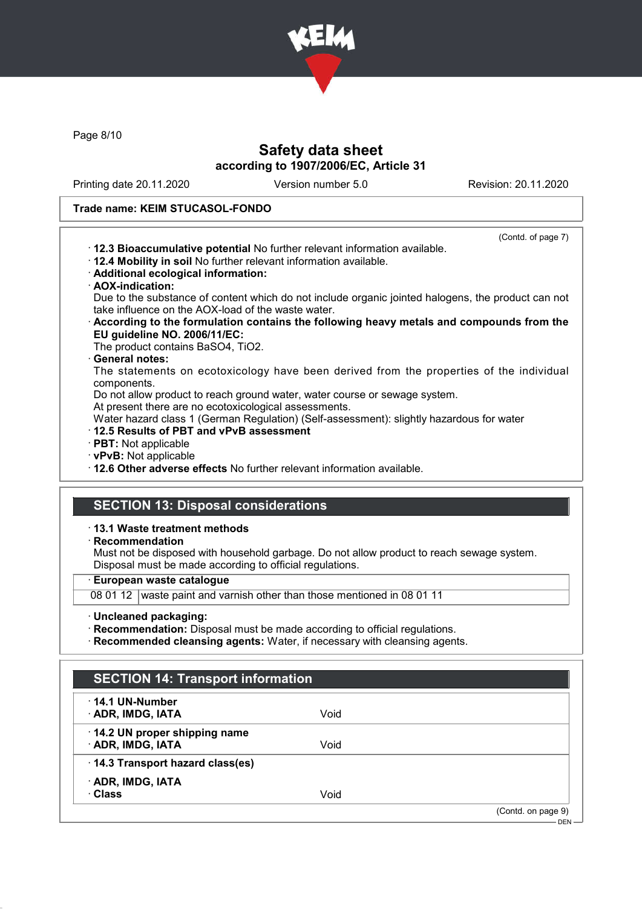Trade name: KEIM STUCASOL-FONDO

(Contd. of page 7)

· **12.3 Bioaccumulative potential** No further relevant information available.
· **12.4 Mobility in soil** No further relevant information available.
· **Additional ecological information:**
· **AOX-indication:**
Due to the substance of content which do not include organic jointed halogens, the product can not take influence on the AOX-load of the waste water.
· **According to the formulation contains the following heavy metals and compounds from the EU guideline NO. 2006/11/EC:**
The product contains $BaSO_4$, $TiO_2$.
· **General notes:**
The statements on ecotoxicology have been derived from the properties of the individual components.
Do not allow product to reach ground water, water course or sewage system.
At present there are no ecotoxicological assessments.
Water hazard class 1 (German Regulation) (Self-assessment): slightly hazardous for water
· **12.5 Results of PBT and vPvB assessment**
· **PBT:** Not applicable
· **vPvB:** Not applicable
· **12.6 Other adverse effects** No further relevant information available.

## SECTION 13: Disposal considerations

· **13.1 Waste treatment methods**
· **Recommendation**
Must not be disposed with household garbage. Do not allow product to reach sewage system.
Disposal must be made according to official regulations.

· **European waste catalogue**

| | |
|---|---|
| 08 01 12 | waste paint and varnish other than those mentioned in 08 01 11 |

· **Uncleaned packaging:**
· **Recommendation:** Disposal must be made according to official regulations.
· **Recommended cleansing agents:** Water, if necessary with cleansing agents.

## SECTION 14: Transport information

| | |
|---|---|
| · **14.1 UN-Number** | |
| · **ADR, IMDG, IATA** | Void |
| · **14.2 UN proper shipping name** | |
| · **ADR, IMDG, IATA** | Void |
| · **14.3 Transport hazard class(es)** | |
| · **ADR, IMDG, IATA** | |
| · **Class** | Void |

(Contd. on page 9)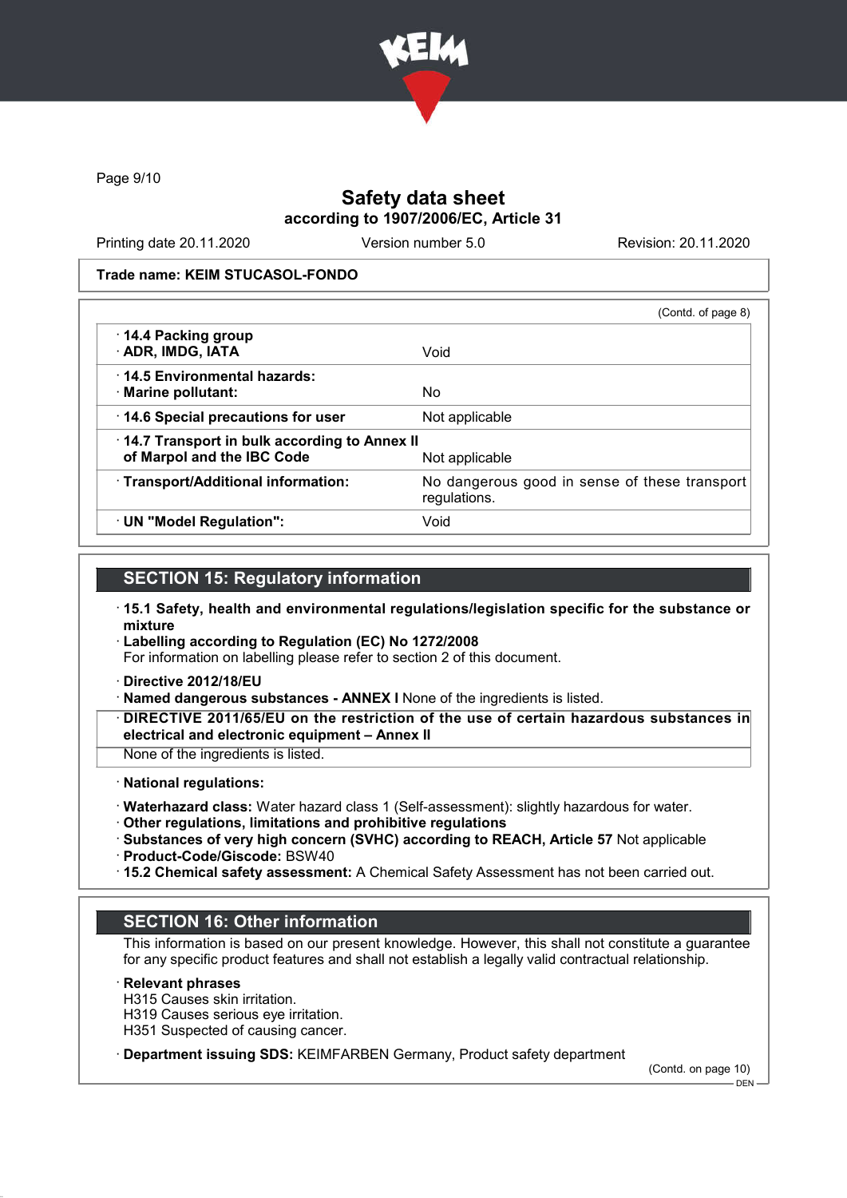**Trade name: KEIM STUCASOL-FONDO**

(Contd. of page 8)

| | |
|---|---|
| · **14.4 Packing group**<br>· **ADR, IMDG, IATA** | Void |
| · **14.5 Environmental hazards:**<br>· **Marine pollutant:** | No |
| · **14.6 Special precautions for user** | Not applicable |
| · **14.7 Transport in bulk according to Annex II of Marpol and the IBC Code** | Not applicable |
| · **Transport/Additional information:** | No dangerous good in sense of these transport regulations. |
| · **UN "Model Regulation":** | Void |

## SECTION 15: Regulatory information

· **15.1 Safety, health and environmental regulations/legislation specific for the substance or mixture**

· **Labelling according to Regulation (EC) No 1272/2008**
For information on labelling please refer to section 2 of this document.

· **Directive 2012/18/EU**
· **Named dangerous substances - ANNEX I** None of the ingredients is listed.

· **DIRECTIVE 2011/65/EU on the restriction of the use of certain hazardous substances in electrical and electronic equipment – Annex II**
None of the ingredients is listed.

· **National regulations:**

· **Waterhazard class:** Water hazard class 1 (Self-assessment): slightly hazardous for water.
· **Other regulations, limitations and prohibitive regulations**
· **Substances of very high concern (SVHC) according to REACH, Article 57** Not applicable
· **Product-Code/Giscode:** BSW40
· **15.2 Chemical safety assessment:** A Chemical Safety Assessment has not been carried out.

## SECTION 16: Other information

This information is based on our present knowledge. However, this shall not constitute a guarantee for any specific product features and shall not establish a legally valid contractual relationship.

· **Relevant phrases**
H315 Causes skin irritation.
H319 Causes serious eye irritation.
H351 Suspected of causing cancer.

· **Department issuing SDS:** KEIMFARBEN Germany, Product safety department

(Contd. on page 10)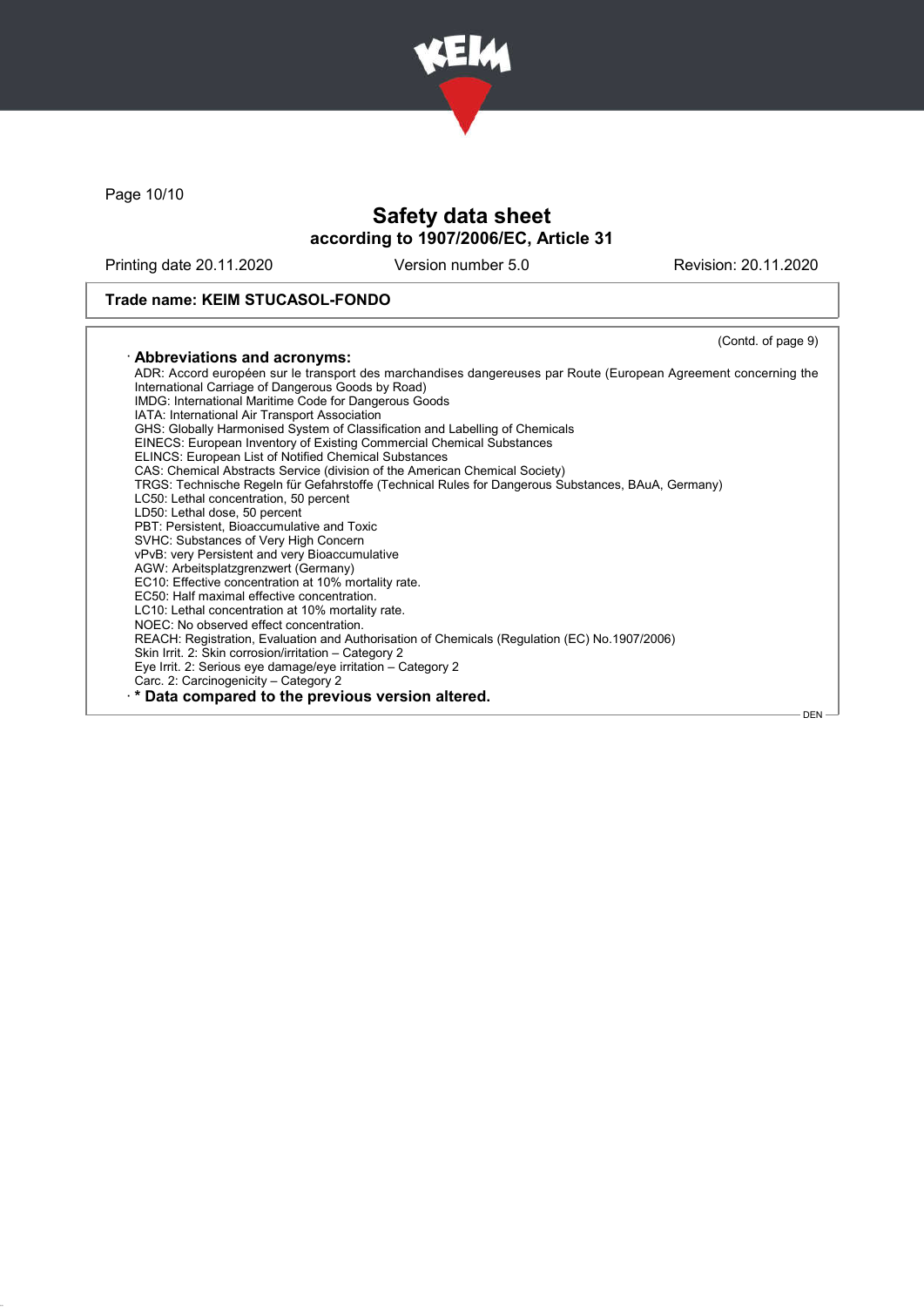# Safety data sheet
## according to 1907/2006/EC, Article 31

Printing date 20.11.2020 | Version number 5.0 | Revision: 20.11.2020

**Trade name: KEIM STUCASOL-FONDO**

(Contd. of page 9)

· **Abbreviations and acronyms:**

ADR: Accord européen sur le transport des marchandises dangereuses par Route (European Agreement concerning the International Carriage of Dangerous Goods by Road)
IMDG: International Maritime Code for Dangerous Goods
IATA: International Air Transport Association
GHS: Globally Harmonised System of Classification and Labelling of Chemicals
EINECS: European Inventory of Existing Commercial Chemical Substances
ELINCS: European List of Notified Chemical Substances
CAS: Chemical Abstracts Service (division of the American Chemical Society)
TRGS: Technische Regeln für Gefahrstoffe (Technical Rules for Dangerous Substances, BAuA, Germany)
LC50: Lethal concentration, 50 percent
LD50: Lethal dose, 50 percent
PBT: Persistent, Bioaccumulative and Toxic
SVHC: Substances of Very High Concern
vPvB: very Persistent and very Bioaccumulative
AGW: Arbeitsplatzgrenzwert (Germany)
EC10: Effective concentration at 10% mortality rate.
EC50: Half maximal effective concentration.
LC10: Lethal concentration at 10% mortality rate.
NOEC: No observed effect concentration.
REACH: Registration, Evaluation and Authorisation of Chemicals (Regulation (EC) No.1907/2006)
Skin Irrit. 2: Skin corrosion/irritation – Category 2
Eye Irrit. 2: Serious eye damage/eye irritation – Category 2
Carc. 2: Carcinogenicity – Category 2

· **\* Data compared to the previous version altered.**

DEN